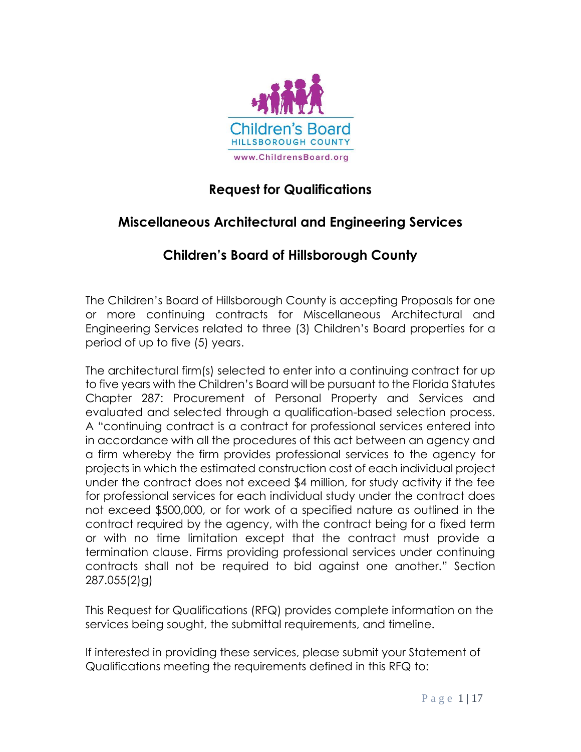Children's Board
HILLSBOROUGH COUNTY
www.ChildrensBoard.org

# Request for Qualifications

## Miscellaneous Architectural and Engineering Services

## Children's Board of Hillsborough County

The Children's Board of Hillsborough County is accepting Proposals for one or more continuing contracts for Miscellaneous Architectural and Engineering Services related to three (3) Children's Board properties for a period of up to five (5) years.

The architectural firm(s) selected to enter into a continuing contract for up to five years with the Children's Board will be pursuant to the Florida Statutes Chapter 287: Procurement of Personal Property and Services and evaluated and selected through a qualification-based selection process. A "continuing contract is a contract for professional services entered into in accordance with all the procedures of this act between an agency and a firm whereby the firm provides professional services to the agency for projects in which the estimated construction cost of each individual project under the contract does not exceed $4 million, for study activity if the fee for professional services for each individual study under the contract does not exceed $500,000, or for work of a specified nature as outlined in the contract required by the agency, with the contract being for a fixed term or with no time limitation except that the contract must provide a termination clause. Firms providing professional services under continuing contracts shall not be required to bid against one another." Section 287.055(2)g)

This Request for Qualifications (RFQ) provides complete information on the services being sought, the submittal requirements, and timeline.

If interested in providing these services, please submit your Statement of Qualifications meeting the requirements defined in this RFQ to: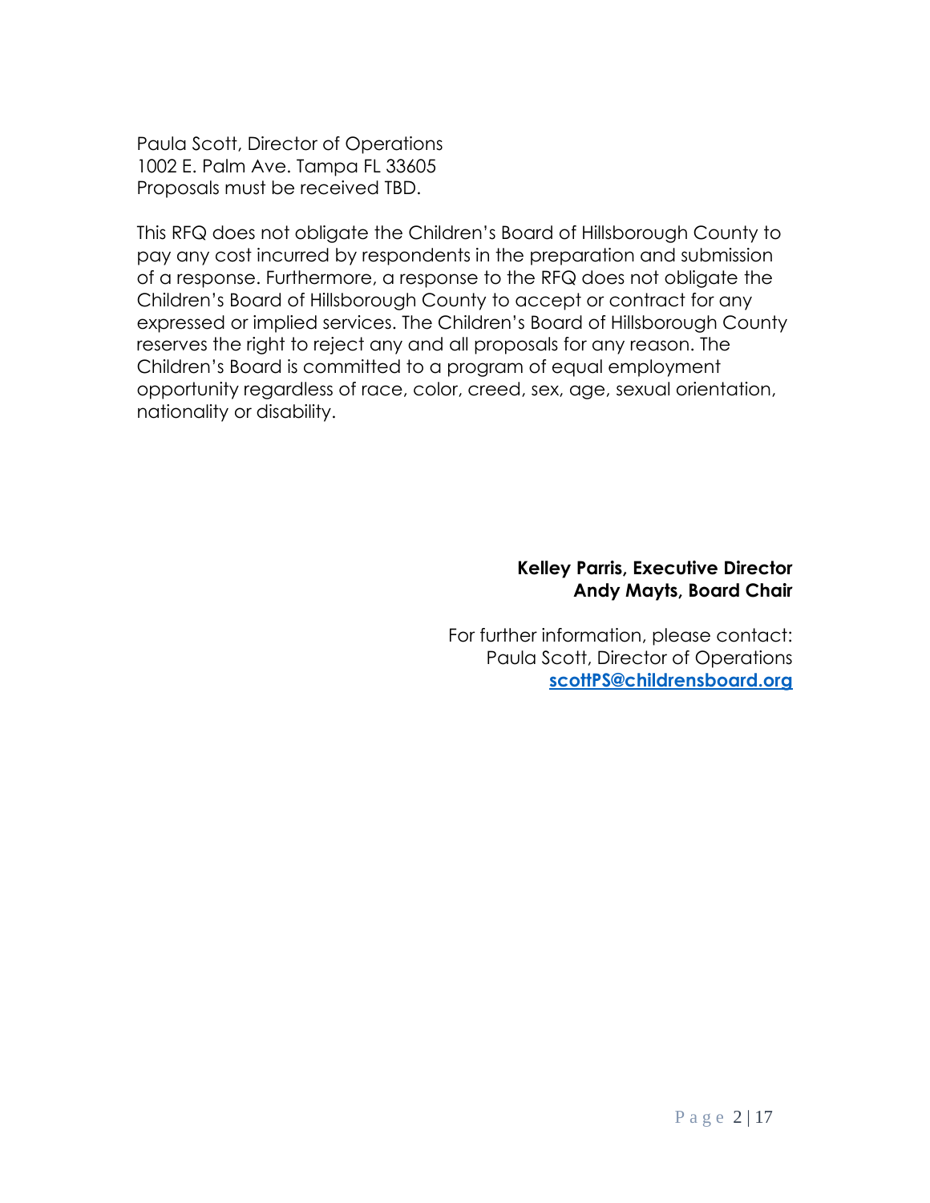Paula Scott, Director of Operations  
1002 E. Palm Ave. Tampa FL 33605  
Proposals must be received TBD.

This RFQ does not obligate the Children's Board of Hillsborough County to pay any cost incurred by respondents in the preparation and submission of a response. Furthermore, a response to the RFQ does not obligate the Children's Board of Hillsborough County to accept or contract for any expressed or implied services. The Children's Board of Hillsborough County reserves the right to reject any and all proposals for any reason. The Children's Board is committed to a program of equal employment opportunity regardless of race, color, creed, sex, age, sexual orientation, nationality or disability.

**Kelley Parris, Executive Director**  
**Andy Mayts, Board Chair**

For further information, please contact:  
Paula Scott, Director of Operations  
**scottPS@childrensboard.org**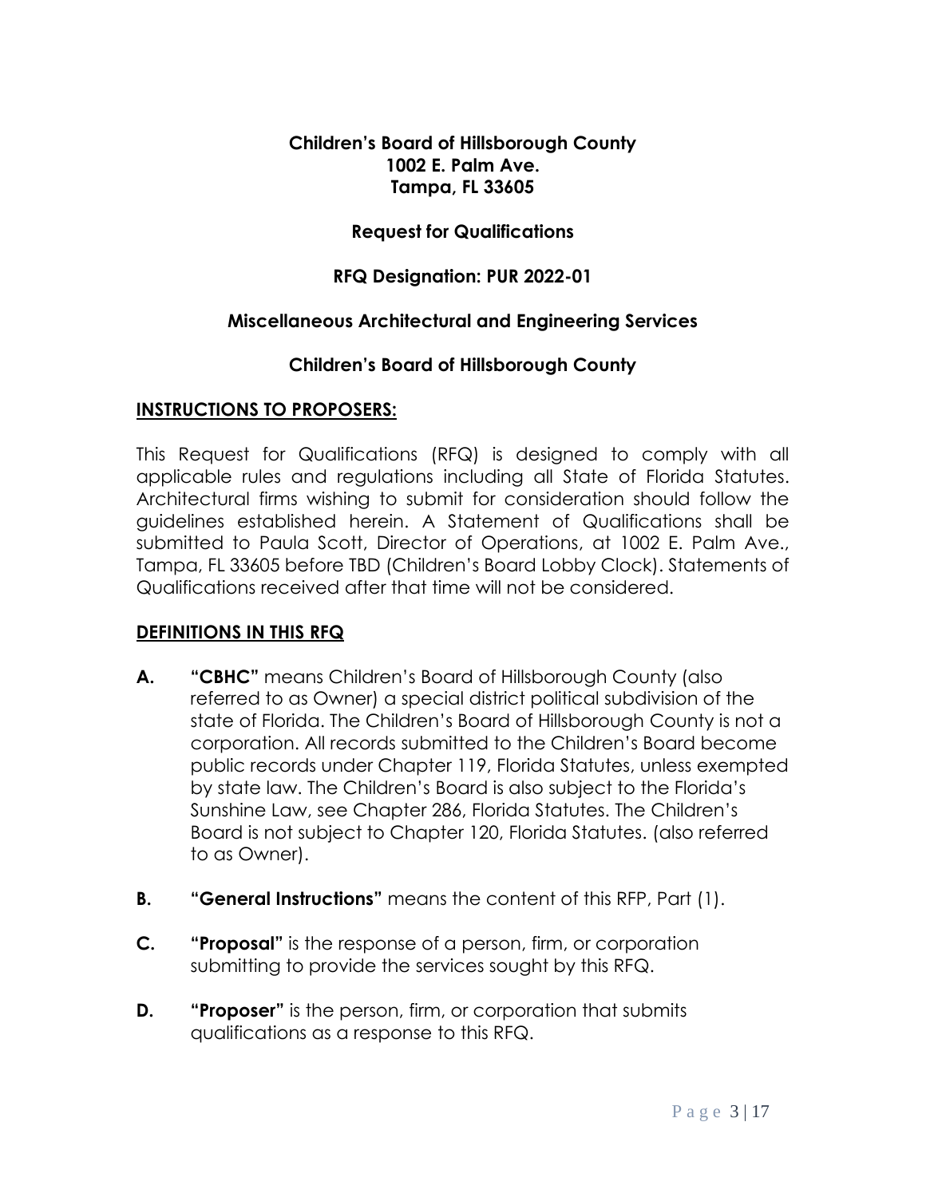**Children's Board of Hillsborough County**
**1002 E. Palm Ave.**
**Tampa, FL 33605**

**Request for Qualifications**

**RFQ Designation: PUR 2022-01**

**Miscellaneous Architectural and Engineering Services**

**Children's Board of Hillsborough County**

## INSTRUCTIONS TO PROPOSERS:

This Request for Qualifications (RFQ) is designed to comply with all applicable rules and regulations including all State of Florida Statutes. Architectural firms wishing to submit for consideration should follow the guidelines established herein. A Statement of Qualifications shall be submitted to Paula Scott, Director of Operations, at 1002 E. Palm Ave., Tampa, FL 33605 before TBD (Children's Board Lobby Clock). Statements of Qualifications received after that time will not be considered.

## DEFINITIONS IN THIS RFQ

**A.** **"CBHC"** means Children's Board of Hillsborough County (also referred to as Owner) a special district political subdivision of the state of Florida. The Children's Board of Hillsborough County is not a corporation. All records submitted to the Children's Board become public records under Chapter 119, Florida Statutes, unless exempted by state law. The Children's Board is also subject to the Florida's Sunshine Law, see Chapter 286, Florida Statutes. The Children's Board is not subject to Chapter 120, Florida Statutes. (also referred to as Owner).

**B.** **"General Instructions"** means the content of this RFP, Part (1).

**C.** **"Proposal"** is the response of a person, firm, or corporation submitting to provide the services sought by this RFQ.

**D.** **"Proposer"** is the person, firm, or corporation that submits qualifications as a response to this RFQ.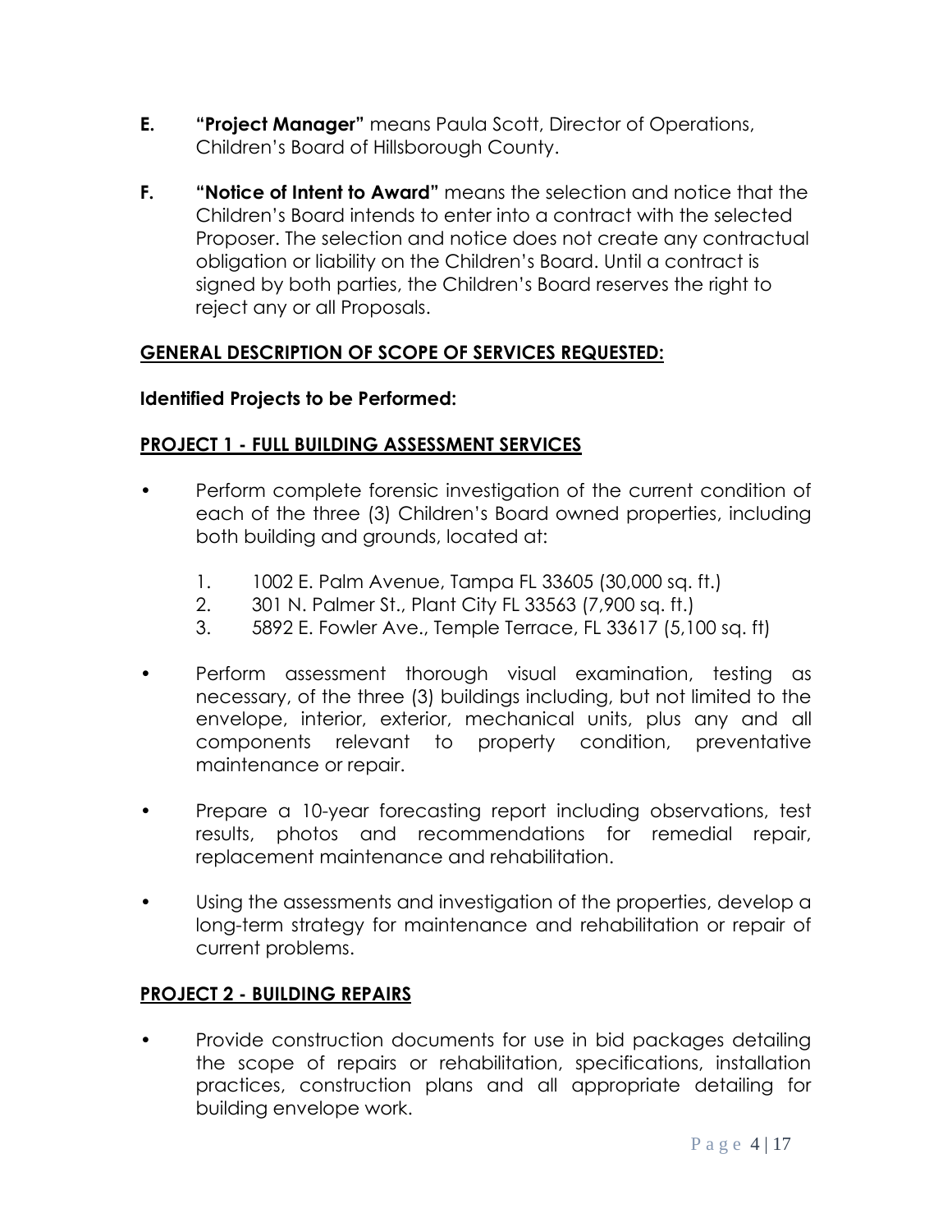**E.** **"Project Manager"** means Paula Scott, Director of Operations, Children's Board of Hillsborough County.

**F.** **"Notice of Intent to Award"** means the selection and notice that the Children's Board intends to enter into a contract with the selected Proposer. The selection and notice does not create any contractual obligation or liability on the Children's Board. Until a contract is signed by both parties, the Children's Board reserves the right to reject any or all Proposals.

## GENERAL DESCRIPTION OF SCOPE OF SERVICES REQUESTED:

**Identified Projects to be Performed:**

### PROJECT 1 - FULL BUILDING ASSESSMENT SERVICES

- Perform complete forensic investigation of the current condition of each of the three (3) Children's Board owned properties, including both building and grounds, located at:
  1. 1002 E. Palm Avenue, Tampa FL 33605 (30,000 sq. ft.)
  2. 301 N. Palmer St., Plant City FL 33563 (7,900 sq. ft.)
  3. 5892 E. Fowler Ave., Temple Terrace, FL 33617 (5,100 sq. ft)
- Perform assessment thorough visual examination, testing as necessary, of the three (3) buildings including, but not limited to the envelope, interior, exterior, mechanical units, plus any and all components relevant to property condition, preventative maintenance or repair.
- Prepare a 10-year forecasting report including observations, test results, photos and recommendations for remedial repair, replacement maintenance and rehabilitation.
- Using the assessments and investigation of the properties, develop a long-term strategy for maintenance and rehabilitation or repair of current problems.

### PROJECT 2 - BUILDING REPAIRS

- Provide construction documents for use in bid packages detailing the scope of repairs or rehabilitation, specifications, installation practices, construction plans and all appropriate detailing for building envelope work.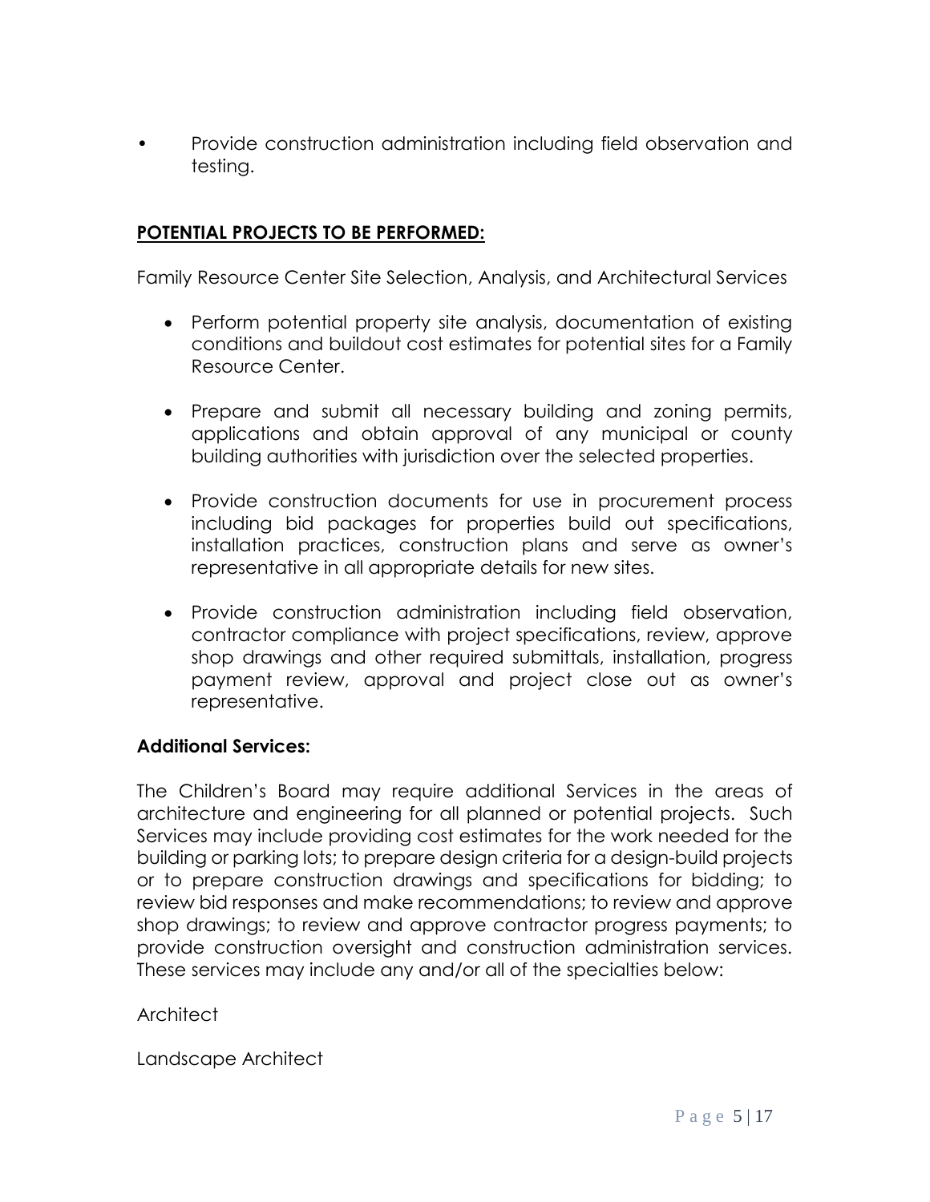- Provide construction administration including field observation and testing.

**POTENTIAL PROJECTS TO BE PERFORMED:**

Family Resource Center Site Selection, Analysis, and Architectural Services

- Perform potential property site analysis, documentation of existing conditions and buildout cost estimates for potential sites for a Family Resource Center.
- Prepare and submit all necessary building and zoning permits, applications and obtain approval of any municipal or county building authorities with jurisdiction over the selected properties.
- Provide construction documents for use in procurement process including bid packages for properties build out specifications, installation practices, construction plans and serve as owner's representative in all appropriate details for new sites.
- Provide construction administration including field observation, contractor compliance with project specifications, review, approve shop drawings and other required submittals, installation, progress payment review, approval and project close out as owner's representative.

**Additional Services:**

The Children's Board may require additional Services in the areas of architecture and engineering for all planned or potential projects. Such Services may include providing cost estimates for the work needed for the building or parking lots; to prepare design criteria for a design-build projects or to prepare construction drawings and specifications for bidding; to review bid responses and make recommendations; to review and approve shop drawings; to review and approve contractor progress payments; to provide construction oversight and construction administration services. These services may include any and/or all of the specialties below:

Architect

Landscape Architect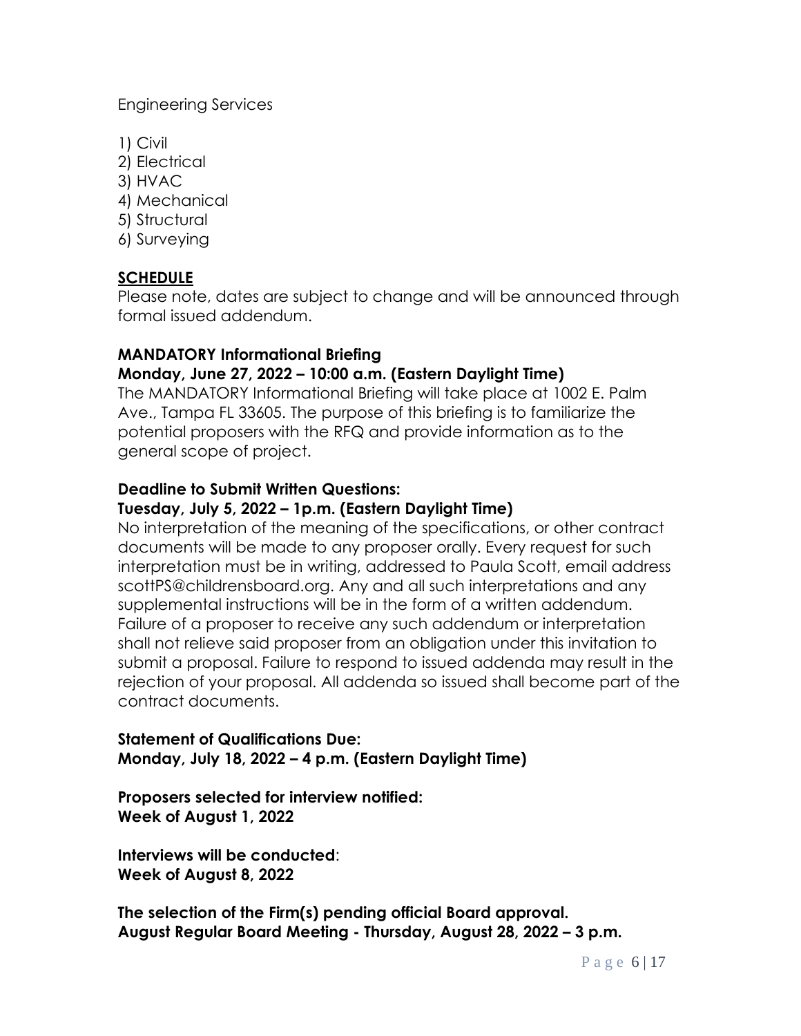Engineering Services

1) Civil
2) Electrical
3) HVAC
4) Mechanical
5) Structural
6) Surveying

## SCHEDULE

Please note, dates are subject to change and will be announced through formal issued addendum.

**MANDATORY Informational Briefing**
**Monday, June 27, 2022 – 10:00 a.m. (Eastern Daylight Time)**
The MANDATORY Informational Briefing will take place at 1002 E. Palm Ave., Tampa FL 33605. The purpose of this briefing is to familiarize the potential proposers with the RFQ and provide information as to the general scope of project.

**Deadline to Submit Written Questions:**
**Tuesday, July 5, 2022 – 1p.m. (Eastern Daylight Time)**
No interpretation of the meaning of the specifications, or other contract documents will be made to any proposer orally. Every request for such interpretation must be in writing, addressed to Paula Scott, email address scottPS@childrensboard.org. Any and all such interpretations and any supplemental instructions will be in the form of a written addendum. Failure of a proposer to receive any such addendum or interpretation shall not relieve said proposer from an obligation under this invitation to submit a proposal. Failure to respond to issued addenda may result in the rejection of your proposal. All addenda so issued shall become part of the contract documents.

**Statement of Qualifications Due:**
**Monday, July 18, 2022 – 4 p.m. (Eastern Daylight Time)**

**Proposers selected for interview notified:**
**Week of August 1, 2022**

**Interviews will be conducted**:
**Week of August 8, 2022**

**The selection of the Firm(s) pending official Board approval.**
**August Regular Board Meeting - Thursday, August 28, 2022 – 3 p.m.**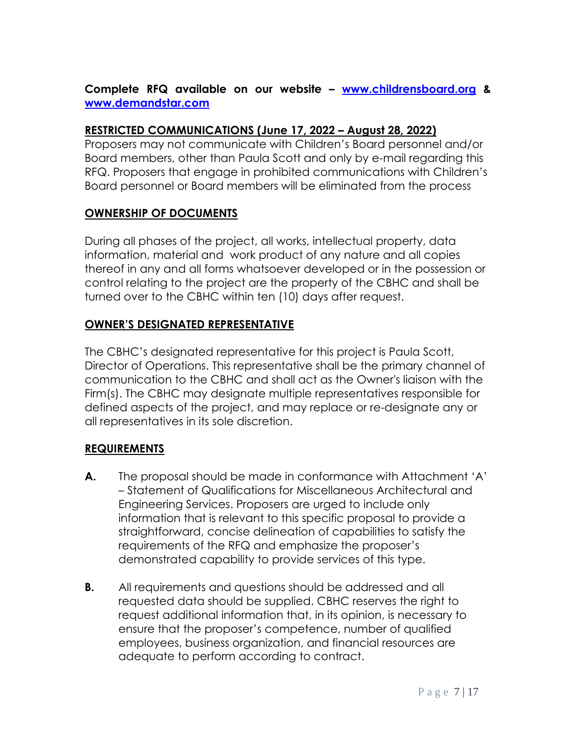**Complete RFQ available on our website – [www.childrensboard.org](http://www.childrensboard.org) & [www.demandstar.com](http://www.demandstar.com)**

**RESTRICTED COMMUNICATIONS (June 17, 2022 – August 28, 2022)**

Proposers may not communicate with Children's Board personnel and/or Board members, other than Paula Scott and only by e-mail regarding this RFQ. Proposers that engage in prohibited communications with Children's Board personnel or Board members will be eliminated from the process

**OWNERSHIP OF DOCUMENTS**

During all phases of the project, all works, intellectual property, data information, material and work product of any nature and all copies thereof in any and all forms whatsoever developed or in the possession or control relating to the project are the property of the CBHC and shall be turned over to the CBHC within ten (10) days after request.

**OWNER'S DESIGNATED REPRESENTATIVE**

The CBHC's designated representative for this project is Paula Scott, Director of Operations. This representative shall be the primary channel of communication to the CBHC and shall act as the Owner's liaison with the Firm(s). The CBHC may designate multiple representatives responsible for defined aspects of the project, and may replace or re-designate any or all representatives in its sole discretion.

**REQUIREMENTS**

**A.** The proposal should be made in conformance with Attachment 'A' – Statement of Qualifications for Miscellaneous Architectural and Engineering Services. Proposers are urged to include only information that is relevant to this specific proposal to provide a straightforward, concise delineation of capabilities to satisfy the requirements of the RFQ and emphasize the proposer's demonstrated capability to provide services of this type.

**B.** All requirements and questions should be addressed and all requested data should be supplied. CBHC reserves the right to request additional information that, in its opinion, is necessary to ensure that the proposer's competence, number of qualified employees, business organization, and financial resources are adequate to perform according to contract.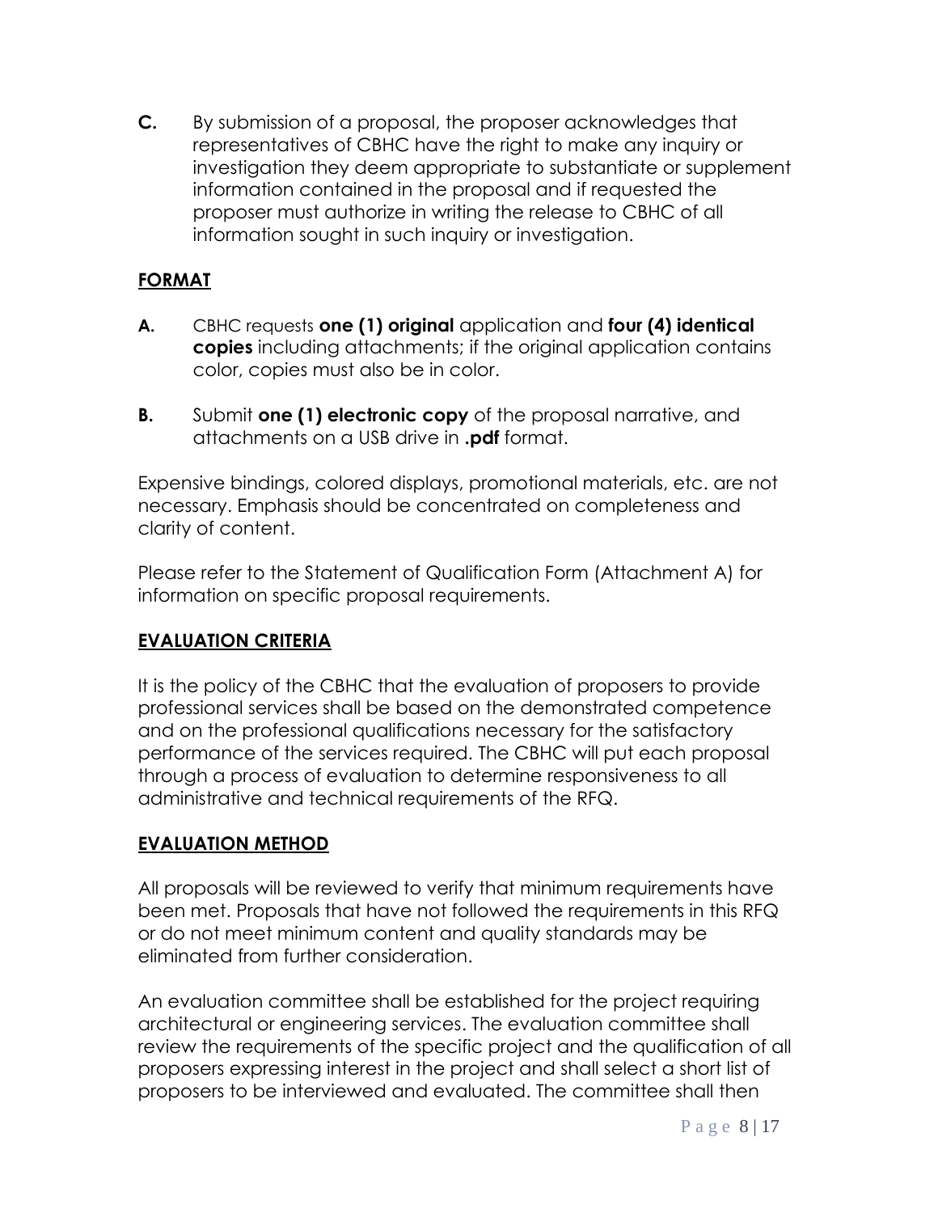**C.** By submission of a proposal, the proposer acknowledges that representatives of CBHC have the right to make any inquiry or investigation they deem appropriate to substantiate or supplement information contained in the proposal and if requested the proposer must authorize in writing the release to CBHC of all information sought in such inquiry or investigation.

## FORMAT

**A.** CBHC requests **one (1) original** application and **four (4) identical copies** including attachments; if the original application contains color, copies must also be in color.

**B.** Submit **one (1) electronic copy** of the proposal narrative, and attachments on a USB drive in **.pdf** format.

Expensive bindings, colored displays, promotional materials, etc. are not necessary. Emphasis should be concentrated on completeness and clarity of content.

Please refer to the Statement of Qualification Form (Attachment A) for information on specific proposal requirements.

## EVALUATION CRITERIA

It is the policy of the CBHC that the evaluation of proposers to provide professional services shall be based on the demonstrated competence and on the professional qualifications necessary for the satisfactory performance of the services required. The CBHC will put each proposal through a process of evaluation to determine responsiveness to all administrative and technical requirements of the RFQ.

## EVALUATION METHOD

All proposals will be reviewed to verify that minimum requirements have been met. Proposals that have not followed the requirements in this RFQ or do not meet minimum content and quality standards may be eliminated from further consideration.

An evaluation committee shall be established for the project requiring architectural or engineering services. The evaluation committee shall review the requirements of the specific project and the qualification of all proposers expressing interest in the project and shall select a short list of proposers to be interviewed and evaluated. The committee shall then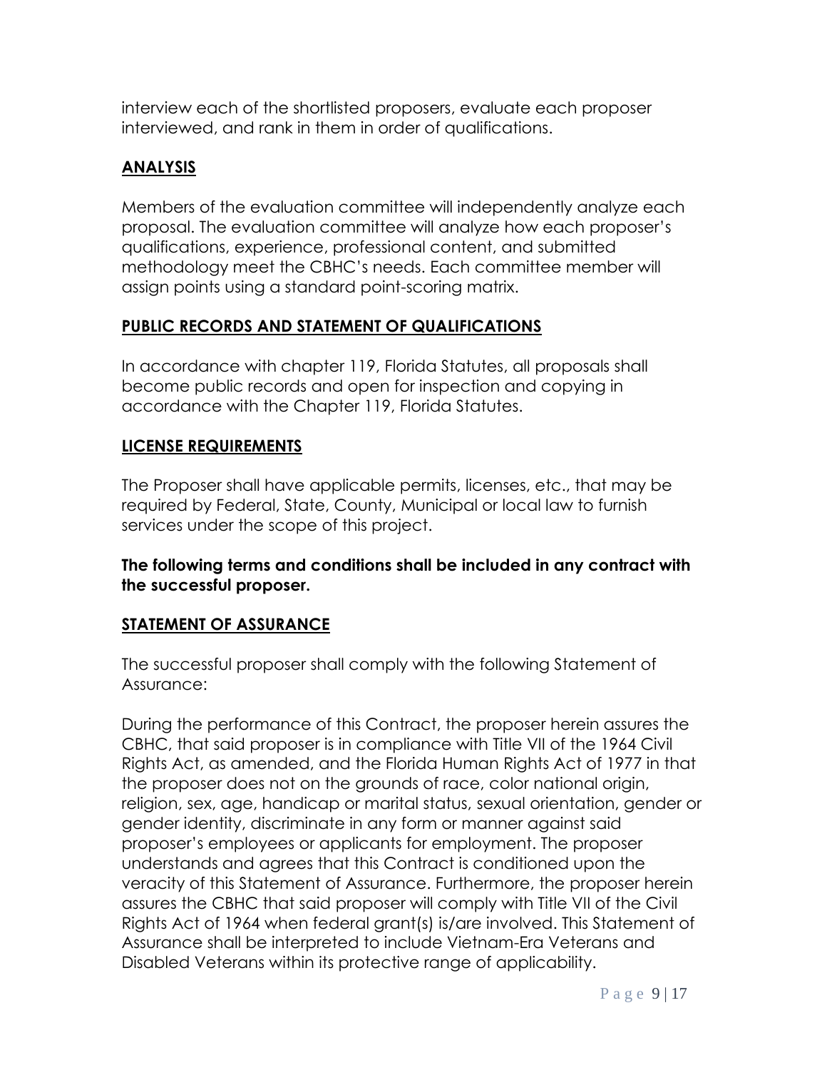interview each of the shortlisted proposers, evaluate each proposer interviewed, and rank in them in order of qualifications.

## ANALYSIS

Members of the evaluation committee will independently analyze each proposal. The evaluation committee will analyze how each proposer's qualifications, experience, professional content, and submitted methodology meet the CBHC's needs. Each committee member will assign points using a standard point-scoring matrix.

## PUBLIC RECORDS AND STATEMENT OF QUALIFICATIONS

In accordance with chapter 119, Florida Statutes, all proposals shall become public records and open for inspection and copying in accordance with the Chapter 119, Florida Statutes.

## LICENSE REQUIREMENTS

The Proposer shall have applicable permits, licenses, etc., that may be required by Federal, State, County, Municipal or local law to furnish services under the scope of this project.

**The following terms and conditions shall be included in any contract with the successful proposer.**

## STATEMENT OF ASSURANCE

The successful proposer shall comply with the following Statement of Assurance:

During the performance of this Contract, the proposer herein assures the CBHC, that said proposer is in compliance with Title VII of the 1964 Civil Rights Act, as amended, and the Florida Human Rights Act of 1977 in that the proposer does not on the grounds of race, color national origin, religion, sex, age, handicap or marital status, sexual orientation, gender or gender identity, discriminate in any form or manner against said proposer's employees or applicants for employment. The proposer understands and agrees that this Contract is conditioned upon the veracity of this Statement of Assurance. Furthermore, the proposer herein assures the CBHC that said proposer will comply with Title VII of the Civil Rights Act of 1964 when federal grant(s) is/are involved. This Statement of Assurance shall be interpreted to include Vietnam-Era Veterans and Disabled Veterans within its protective range of applicability.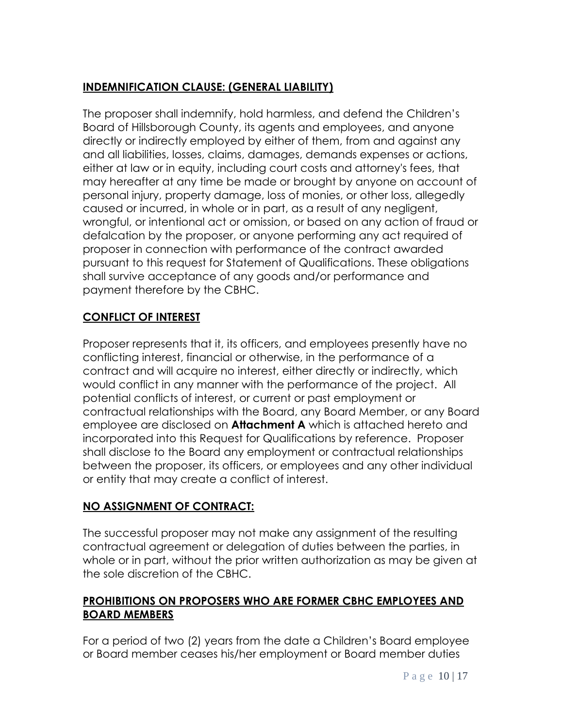## INDEMNIFICATION CLAUSE: (GENERAL LIABILITY)

The proposer shall indemnify, hold harmless, and defend the Children's Board of Hillsborough County, its agents and employees, and anyone directly or indirectly employed by either of them, from and against any and all liabilities, losses, claims, damages, demands expenses or actions, either at law or in equity, including court costs and attorney's fees, that may hereafter at any time be made or brought by anyone on account of personal injury, property damage, loss of monies, or other loss, allegedly caused or incurred, in whole or in part, as a result of any negligent, wrongful, or intentional act or omission, or based on any action of fraud or defalcation by the proposer, or anyone performing any act required of proposer in connection with performance of the contract awarded pursuant to this request for Statement of Qualifications. These obligations shall survive acceptance of any goods and/or performance and payment therefore by the CBHC.

## CONFLICT OF INTEREST

Proposer represents that it, its officers, and employees presently have no conflicting interest, financial or otherwise, in the performance of a contract and will acquire no interest, either directly or indirectly, which would conflict in any manner with the performance of the project. All potential conflicts of interest, or current or past employment or contractual relationships with the Board, any Board Member, or any Board employee are disclosed on **Attachment A** which is attached hereto and incorporated into this Request for Qualifications by reference. Proposer shall disclose to the Board any employment or contractual relationships between the proposer, its officers, or employees and any other individual or entity that may create a conflict of interest.

## NO ASSIGNMENT OF CONTRACT:

The successful proposer may not make any assignment of the resulting contractual agreement or delegation of duties between the parties, in whole or in part, without the prior written authorization as may be given at the sole discretion of the CBHC.

## PROHIBITIONS ON PROPOSERS WHO ARE FORMER CBHC EMPLOYEES AND BOARD MEMBERS

For a period of two (2) years from the date a Children's Board employee or Board member ceases his/her employment or Board member duties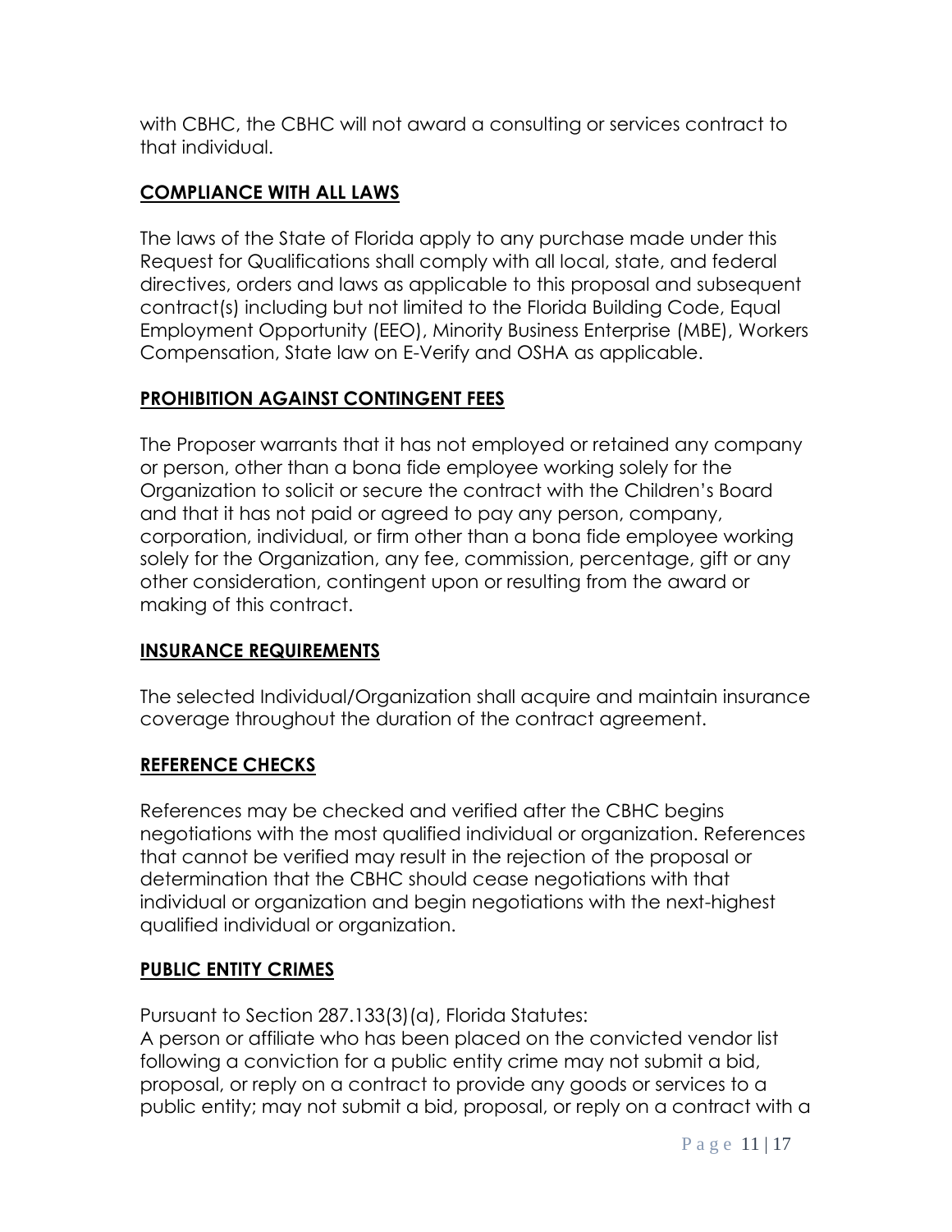with CBHC, the CBHC will not award a consulting or services contract to that individual.

## **COMPLIANCE WITH ALL LAWS**

The laws of the State of Florida apply to any purchase made under this Request for Qualifications shall comply with all local, state, and federal directives, orders and laws as applicable to this proposal and subsequent contract(s) including but not limited to the Florida Building Code, Equal Employment Opportunity (EEO), Minority Business Enterprise (MBE), Workers Compensation, State law on E-Verify and OSHA as applicable.

## **PROHIBITION AGAINST CONTINGENT FEES**

The Proposer warrants that it has not employed or retained any company or person, other than a bona fide employee working solely for the Organization to solicit or secure the contract with the Children's Board and that it has not paid or agreed to pay any person, company, corporation, individual, or firm other than a bona fide employee working solely for the Organization, any fee, commission, percentage, gift or any other consideration, contingent upon or resulting from the award or making of this contract.

## **INSURANCE REQUIREMENTS**

The selected Individual/Organization shall acquire and maintain insurance coverage throughout the duration of the contract agreement.

## **REFERENCE CHECKS**

References may be checked and verified after the CBHC begins negotiations with the most qualified individual or organization. References that cannot be verified may result in the rejection of the proposal or determination that the CBHC should cease negotiations with that individual or organization and begin negotiations with the next-highest qualified individual or organization.

## **PUBLIC ENTITY CRIMES**

Pursuant to Section 287.133(3)(a), Florida Statutes:
A person or affiliate who has been placed on the convicted vendor list following a conviction for a public entity crime may not submit a bid, proposal, or reply on a contract to provide any goods or services to a public entity; may not submit a bid, proposal, or reply on a contract with a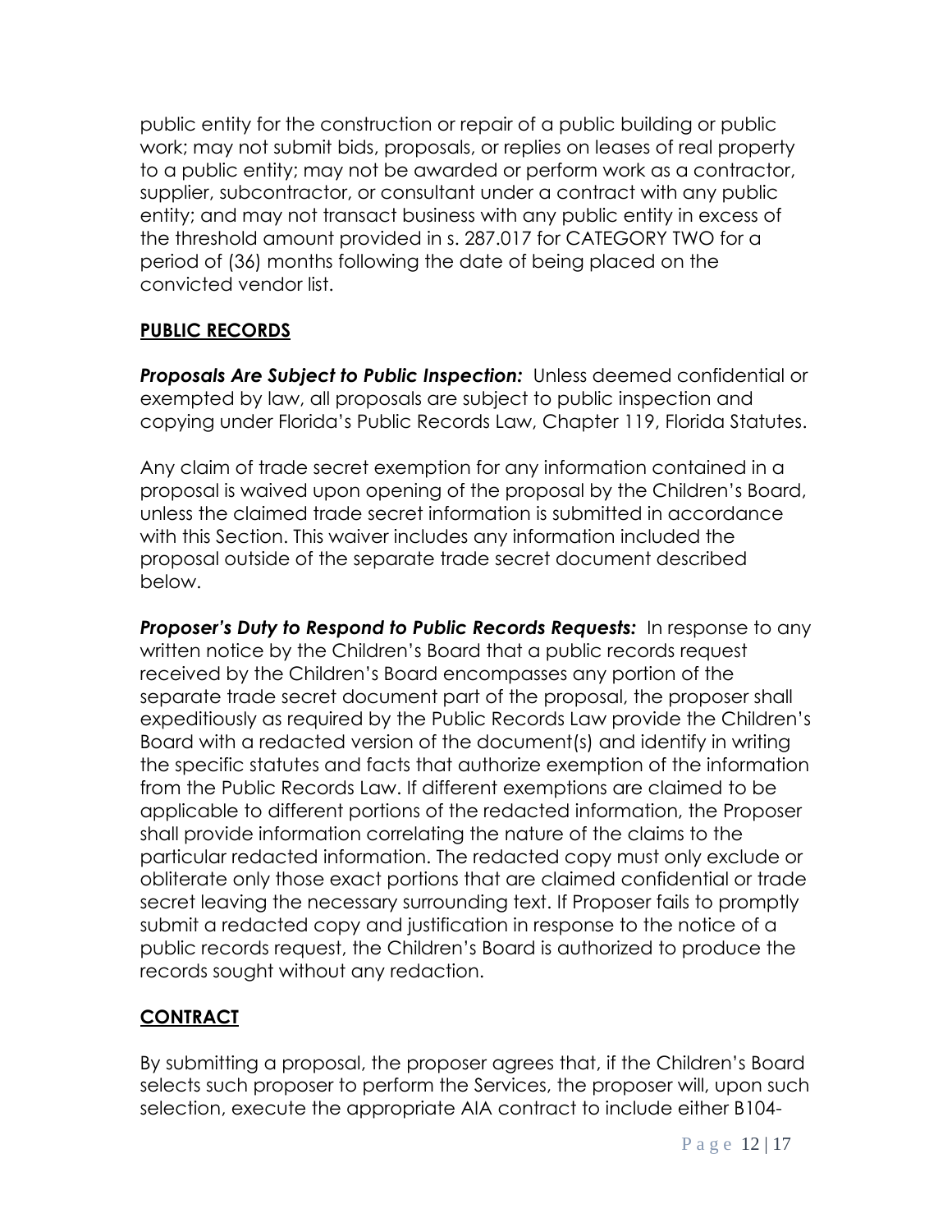public entity for the construction or repair of a public building or public work; may not submit bids, proposals, or replies on leases of real property to a public entity; may not be awarded or perform work as a contractor, supplier, subcontractor, or consultant under a contract with any public entity; and may not transact business with any public entity in excess of the threshold amount provided in s. 287.017 for CATEGORY TWO for a period of (36) months following the date of being placed on the convicted vendor list.

## PUBLIC RECORDS

***Proposals Are Subject to Public Inspection:*** Unless deemed confidential or exempted by law, all proposals are subject to public inspection and copying under Florida's Public Records Law, Chapter 119, Florida Statutes.

Any claim of trade secret exemption for any information contained in a proposal is waived upon opening of the proposal by the Children's Board, unless the claimed trade secret information is submitted in accordance with this Section. This waiver includes any information included the proposal outside of the separate trade secret document described below.

***Proposer's Duty to Respond to Public Records Requests:*** In response to any written notice by the Children's Board that a public records request received by the Children's Board encompasses any portion of the separate trade secret document part of the proposal, the proposer shall expeditiously as required by the Public Records Law provide the Children's Board with a redacted version of the document(s) and identify in writing the specific statutes and facts that authorize exemption of the information from the Public Records Law. If different exemptions are claimed to be applicable to different portions of the redacted information, the Proposer shall provide information correlating the nature of the claims to the particular redacted information. The redacted copy must only exclude or obliterate only those exact portions that are claimed confidential or trade secret leaving the necessary surrounding text. If Proposer fails to promptly submit a redacted copy and justification in response to the notice of a public records request, the Children's Board is authorized to produce the records sought without any redaction.

## CONTRACT

By submitting a proposal, the proposer agrees that, if the Children's Board selects such proposer to perform the Services, the proposer will, upon such selection, execute the appropriate AIA contract to include either B104-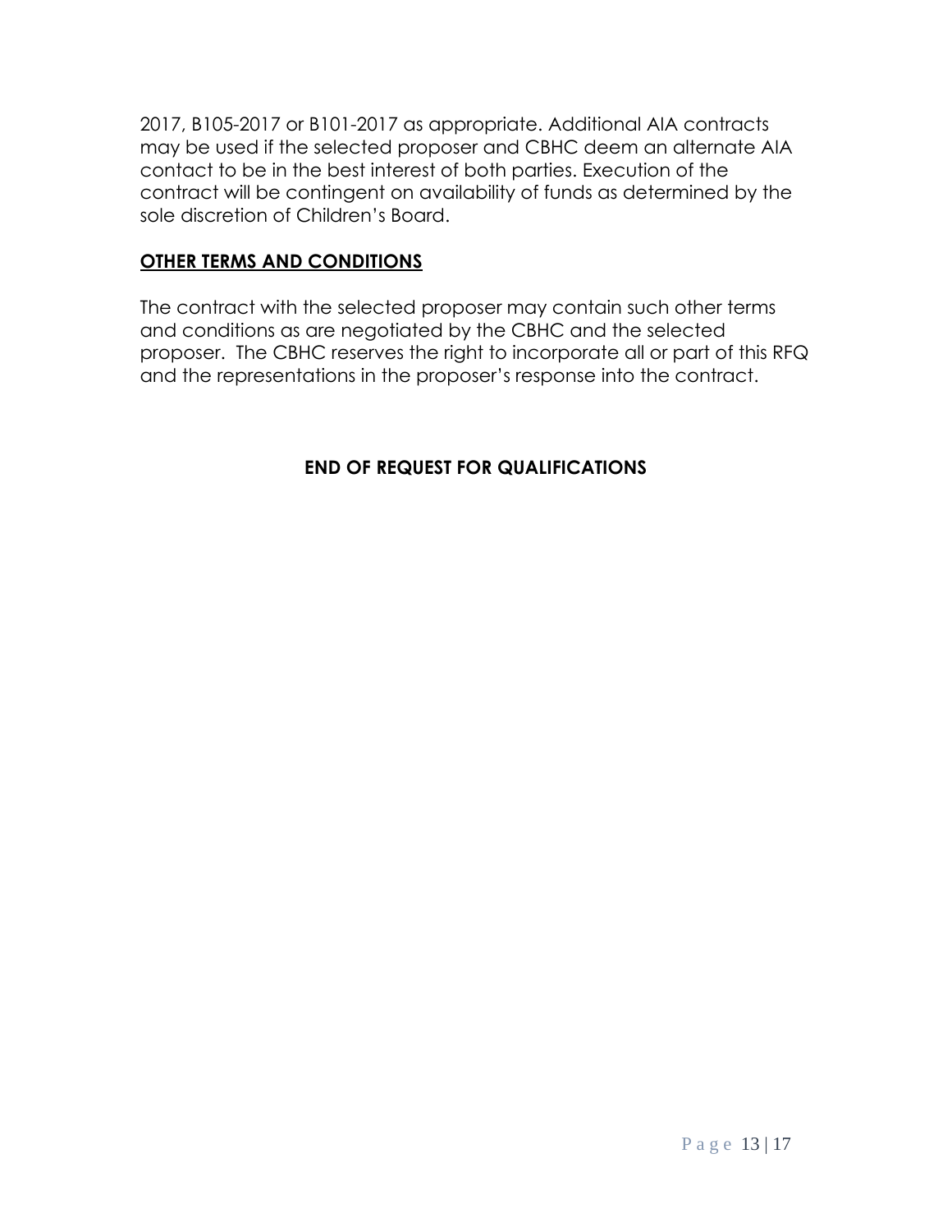2017, B105-2017 or B101-2017 as appropriate. Additional AIA contracts may be used if the selected proposer and CBHC deem an alternate AIA contact to be in the best interest of both parties. Execution of the contract will be contingent on availability of funds as determined by the sole discretion of Children's Board.

## **OTHER TERMS AND CONDITIONS**

The contract with the selected proposer may contain such other terms and conditions as are negotiated by the CBHC and the selected proposer. The CBHC reserves the right to incorporate all or part of this RFQ and the representations in the proposer's response into the contract.

**END OF REQUEST FOR QUALIFICATIONS**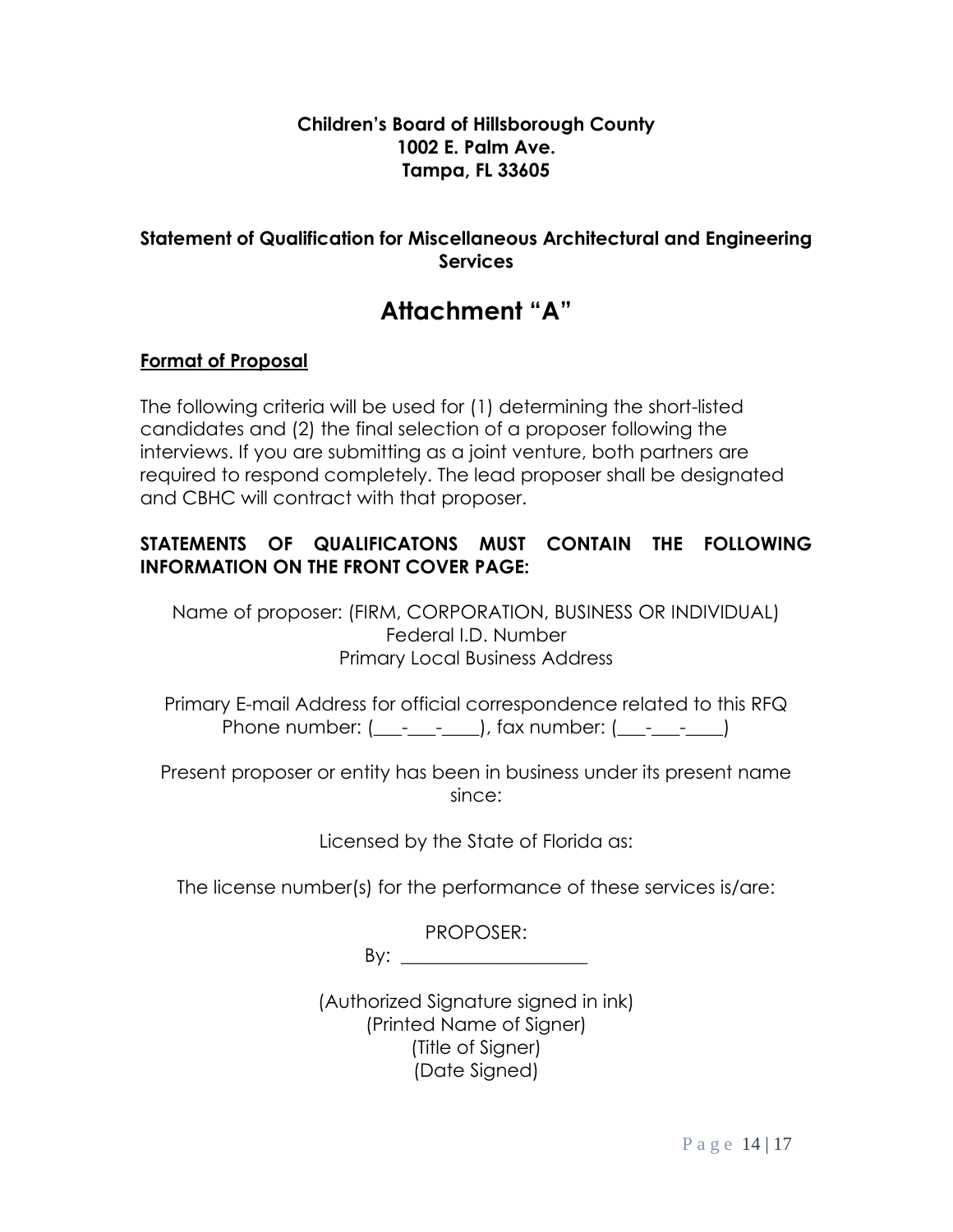**Children's Board of Hillsborough County**
**1002 E. Palm Ave.**
**Tampa, FL 33605**

**Statement of Qualification for Miscellaneous Architectural and Engineering Services**

# Attachment "A"

**Format of Proposal**

The following criteria will be used for (1) determining the short-listed candidates and (2) the final selection of a proposer following the interviews. If you are submitting as a joint venture, both partners are required to respond completely. The lead proposer shall be designated and CBHC will contract with that proposer.

**STATEMENTS OF QUALIFICATONS MUST CONTAIN THE FOLLOWING INFORMATION ON THE FRONT COVER PAGE:**

Name of proposer: (FIRM, CORPORATION, BUSINESS OR INDIVIDUAL)
Federal I.D. Number
Primary Local Business Address

Primary E-mail Address for official correspondence related to this RFQ
Phone number: (___-___-____), fax number: (___-___-____)

Present proposer or entity has been in business under its present name since:

Licensed by the State of Florida as:

The license number(s) for the performance of these services is/are:

PROPOSER:
By: ____________________

(Authorized Signature signed in ink)
(Printed Name of Signer)
(Title of Signer)
(Date Signed)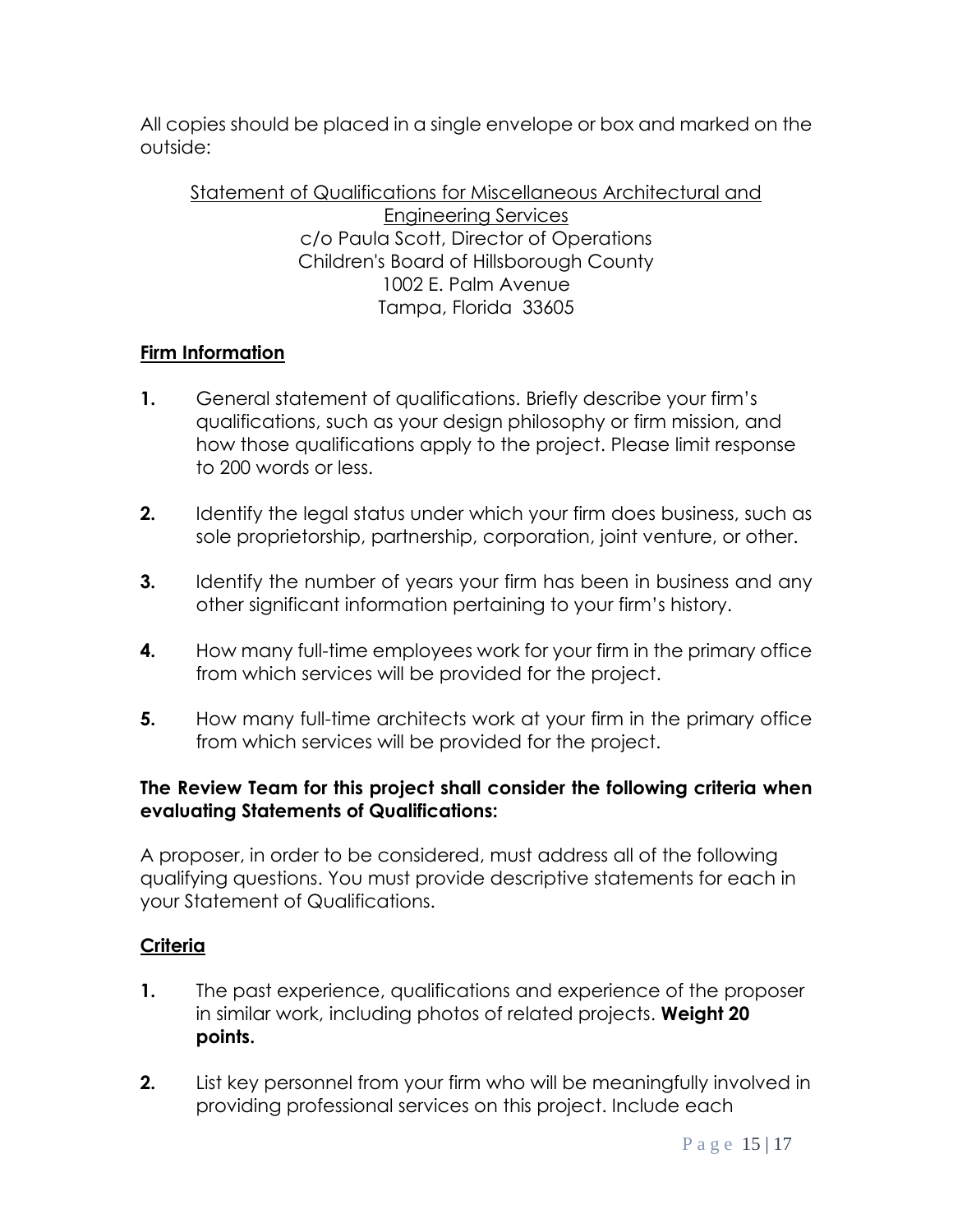All copies should be placed in a single envelope or box and marked on the outside:

<u>Statement of Qualifications for Miscellaneous Architectural and Engineering Services</u>  
c/o Paula Scott, Director of Operations  
Children's Board of Hillsborough County  
1002 E. Palm Avenue  
Tampa, Florida 33605

**<u>Firm Information</u>**

**1.** General statement of qualifications. Briefly describe your firm's qualifications, such as your design philosophy or firm mission, and how those qualifications apply to the project. Please limit response to 200 words or less.

**2.** Identify the legal status under which your firm does business, such as sole proprietorship, partnership, corporation, joint venture, or other.

**3.** Identify the number of years your firm has been in business and any other significant information pertaining to your firm's history.

**4.** How many full-time employees work for your firm in the primary office from which services will be provided for the project.

**5.** How many full-time architects work at your firm in the primary office from which services will be provided for the project.

**The Review Team for this project shall consider the following criteria when evaluating Statements of Qualifications:**

A proposer, in order to be considered, must address all of the following qualifying questions. You must provide descriptive statements for each in your Statement of Qualifications.

**<u>Criteria</u>**

**1.** The past experience, qualifications and experience of the proposer in similar work, including photos of related projects. **Weight 20 points.**

**2.** List key personnel from your firm who will be meaningfully involved in providing professional services on this project. Include each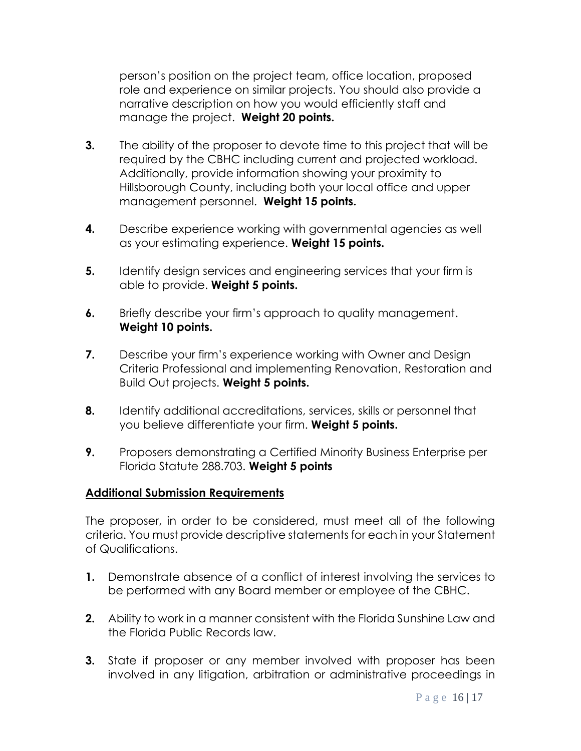person's position on the project team, office location, proposed role and experience on similar projects. You should also provide a narrative description on how you would efficiently staff and manage the project. **Weight 20 points.**

3. The ability of the proposer to devote time to this project that will be required by the CBHC including current and projected workload. Additionally, provide information showing your proximity to Hillsborough County, including both your local office and upper management personnel. **Weight 15 points.**

4. Describe experience working with governmental agencies as well as your estimating experience. **Weight 15 points.**

5. Identify design services and engineering services that your firm is able to provide. **Weight 5 points.**

6. Briefly describe your firm's approach to quality management. **Weight 10 points.**

7. Describe your firm's experience working with Owner and Design Criteria Professional and implementing Renovation, Restoration and Build Out projects. **Weight 5 points.**

8. Identify additional accreditations, services, skills or personnel that you believe differentiate your firm. **Weight 5 points.**

9. Proposers demonstrating a Certified Minority Business Enterprise per Florida Statute 288.703. **Weight 5 points**

**Additional Submission Requirements**

The proposer, in order to be considered, must meet all of the following criteria. You must provide descriptive statements for each in your Statement of Qualifications.

1. Demonstrate absence of a conflict of interest involving the services to be performed with any Board member or employee of the CBHC.

2. Ability to work in a manner consistent with the Florida Sunshine Law and the Florida Public Records law.

3. State if proposer or any member involved with proposer has been involved in any litigation, arbitration or administrative proceedings in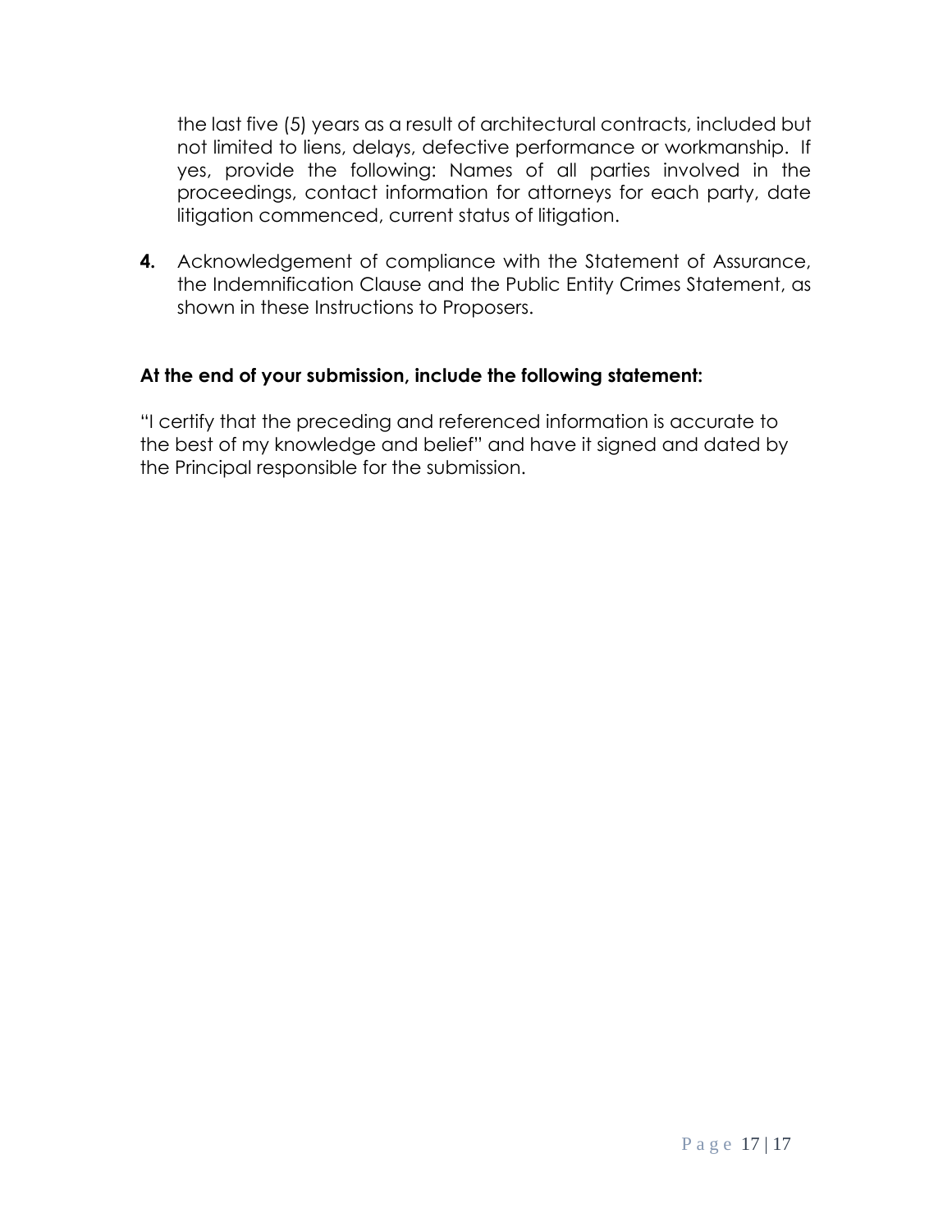the last five (5) years as a result of architectural contracts, included but not limited to liens, delays, defective performance or workmanship. If yes, provide the following: Names of all parties involved in the proceedings, contact information for attorneys for each party, date litigation commenced, current status of litigation.

4. Acknowledgement of compliance with the Statement of Assurance, the Indemnification Clause and the Public Entity Crimes Statement, as shown in these Instructions to Proposers.

**At the end of your submission, include the following statement:**

"I certify that the preceding and referenced information is accurate to the best of my knowledge and belief" and have it signed and dated by the Principal responsible for the submission.